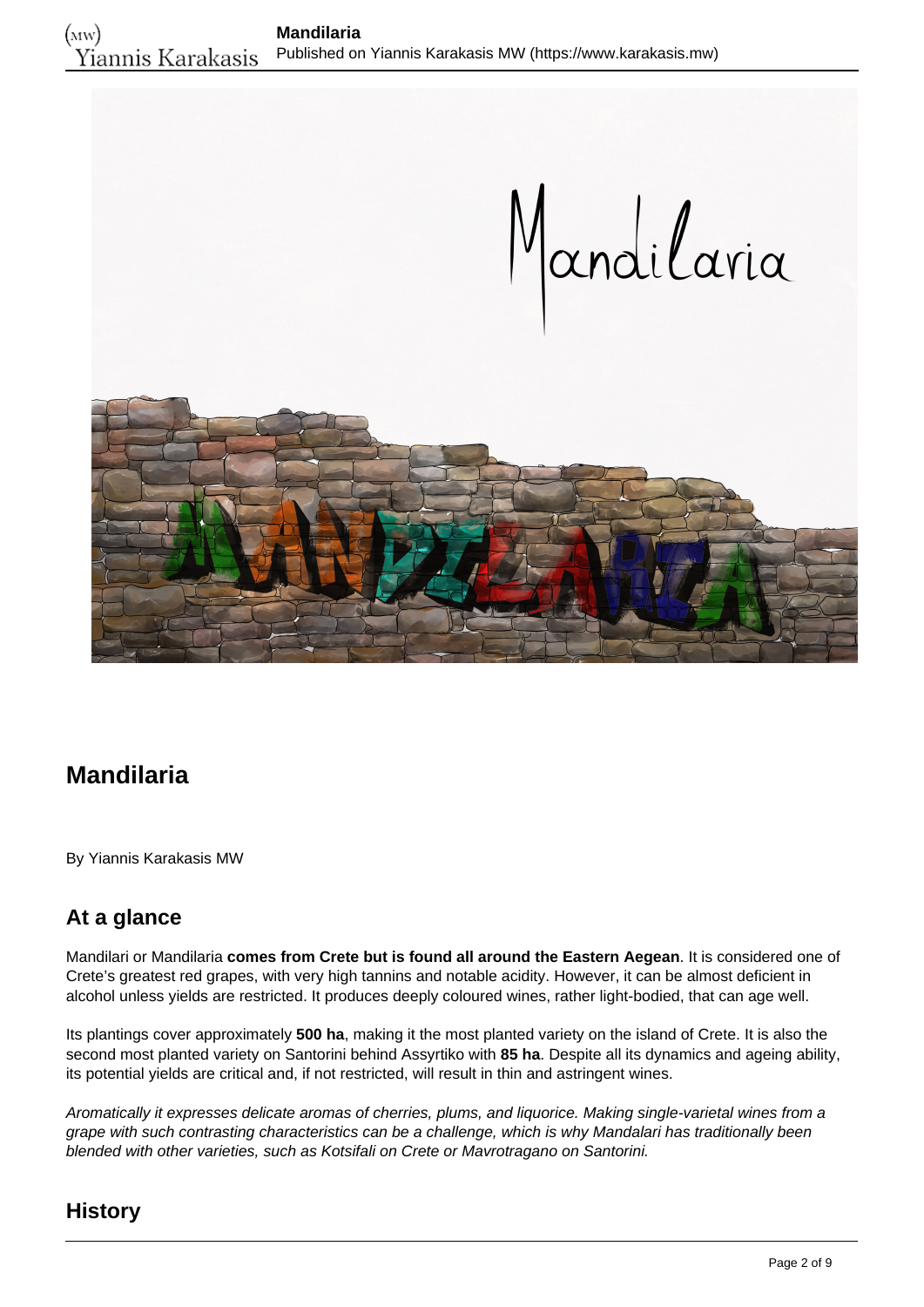# Mandilaria

By Yiannis Karakasis MW

## At a glance

Mandilari or Mandilaria **comes from Crete but is found all around the Eastern Aegean**. It is considered one of Crete's greatest red grapes, with very high tannins and notable acidity. However, it can be almost deficient in alcohol unless yields are restricted. It produces deeply coloured wines, rather light-bodied, that can age well.

Its plantings cover approximately **500 ha**, making it the most planted variety on the island of Crete. It is also the second most planted variety on Santorini behind Assyrtiko with **85 ha**. Despite all its dynamics and ageing ability, its potential yields are critical and, if not restricted, will result in thin and astringent wines.

*Aromatically it expresses delicate aromas of cherries, plums, and liquorice. Making single-varietal wines from a grape with such contrasting characteristics can be a challenge, which is why Mandalari has traditionally been blended with other varieties, such as Kotsifali on Crete or Mavrotragano on Santorini.*

## History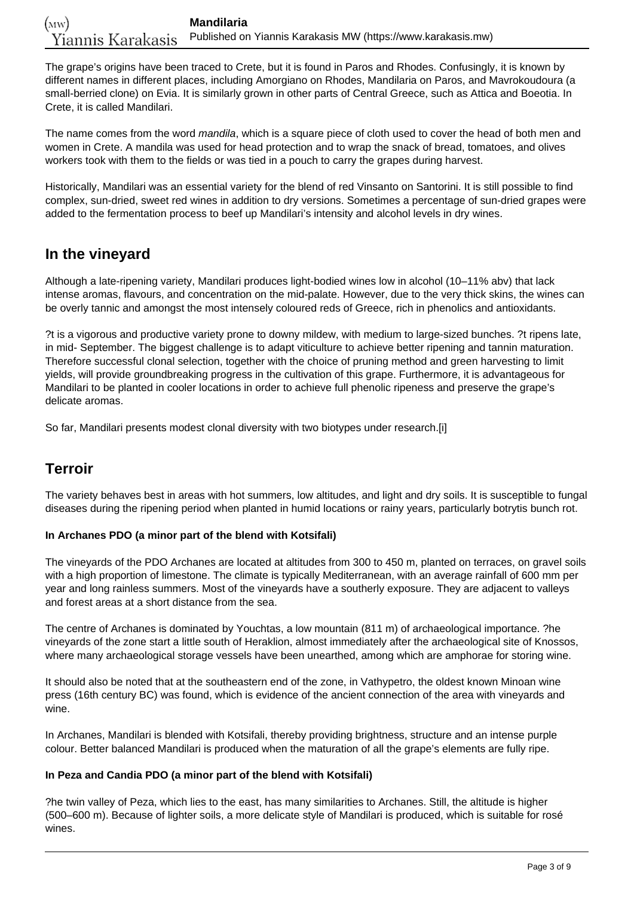The grape's origins have been traced to Crete, but it is found in Paros and Rhodes. Confusingly, it is known by different names in different places, including Amorgiano on Rhodes, Mandilaria on Paros, and Mavrokoudoura (a small-berried clone) on Evia. It is similarly grown in other parts of Central Greece, such as Attica and Boeotia. In Crete, it is called Mandilari.

The name comes from the word *mandila*, which is a square piece of cloth used to cover the head of both men and women in Crete. A mandila was used for head protection and to wrap the snack of bread, tomatoes, and olives workers took with them to the fields or was tied in a pouch to carry the grapes during harvest.

Historically, Mandilari was an essential variety for the blend of red Vinsanto on Santorini. It is still possible to find complex, sun-dried, sweet red wines in addition to dry versions. Sometimes a percentage of sun-dried grapes were added to the fermentation process to beef up Mandilari's intensity and alcohol levels in dry wines.

## In the vineyard

Although a late-ripening variety, Mandilari produces light-bodied wines low in alcohol (10–11% abv) that lack intense aromas, flavours, and concentration on the mid-palate. However, due to the very thick skins, the wines can be overly tannic and amongst the most intensely coloured reds of Greece, rich in phenolics and antioxidants.

?t is a vigorous and productive variety prone to downy mildew, with medium to large-sized bunches. ?t ripens late, in mid- September. The biggest challenge is to adapt viticulture to achieve better ripening and tannin maturation. Therefore successful clonal selection, together with the choice of pruning method and green harvesting to limit yields, will provide groundbreaking progress in the cultivation of this grape. Furthermore, it is advantageous for Mandilari to be planted in cooler locations in order to achieve full phenolic ripeness and preserve the grape's delicate aromas.

So far, Mandilari presents modest clonal diversity with two biotypes under research.[i]

## Terroir

The variety behaves best in areas with hot summers, low altitudes, and light and dry soils. It is susceptible to fungal diseases during the ripening period when planted in humid locations or rainy years, particularly botrytis bunch rot.

**In Archanes PDO (a minor part of the blend with Kotsifali)**

The vineyards of the PDO Archanes are located at altitudes from 300 to 450 m, planted on terraces, on gravel soils with a high proportion of limestone. The climate is typically Mediterranean, with an average rainfall of 600 mm per year and long rainless summers. Most of the vineyards have a southerly exposure. They are adjacent to valleys and forest areas at a short distance from the sea.

The centre of Archanes is dominated by Youchtas, a low mountain (811 m) of archaeological importance. ?he vineyards of the zone start a little south of Heraklion, almost immediately after the archaeological site of Knossos, where many archaeological storage vessels have been unearthed, among which are amphorae for storing wine.

It should also be noted that at the southeastern end of the zone, in Vathypetro, the oldest known Minoan wine press (16th century BC) was found, which is evidence of the ancient connection of the area with vineyards and wine.

In Archanes, Mandilari is blended with Kotsifali, thereby providing brightness, structure and an intense purple colour. Better balanced Mandilari is produced when the maturation of all the grape's elements are fully ripe.

**In Peza and Candia PDO (a minor part of the blend with Kotsifali)**

?he twin valley of Peza, which lies to the east, has many similarities to Archanes. Still, the altitude is higher (500–600 m). Because of lighter soils, a more delicate style of Mandilari is produced, which is suitable for rosé wines.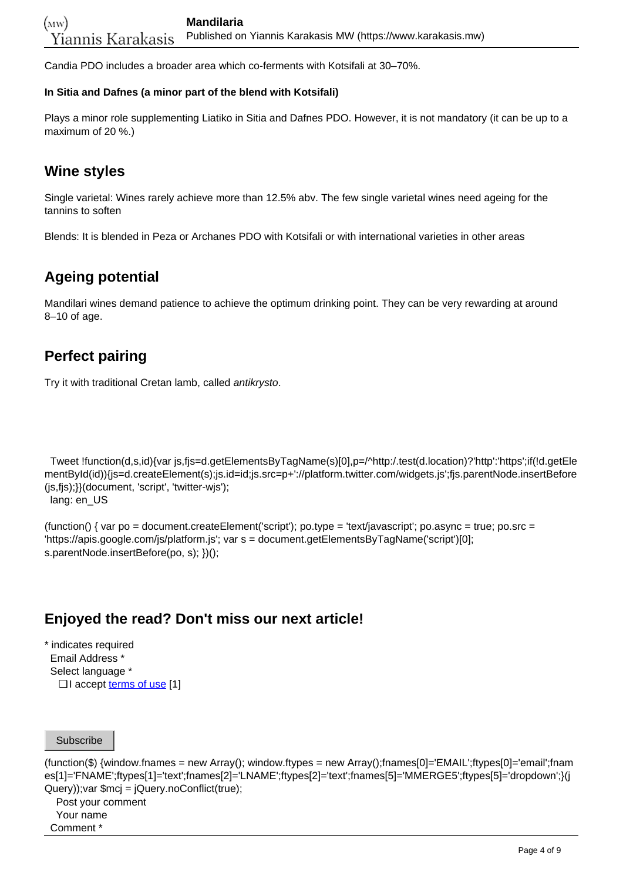Candia PDO includes a broader area which co-ferments with Kotsifali at 30–70%.

**In Sitia and Dafnes (a minor part of the blend with Kotsifali)**

Plays a minor role supplementing Liatiko in Sitia and Dafnes PDO. However, it is not mandatory (it can be up to a maximum of 20 %.)

## Wine styles

Single varietal: Wines rarely achieve more than 12.5% abv. The few single varietal wines need ageing for the tannins to soften

Blends: It is blended in Peza or Archanes PDO with Kotsifali or with international varieties in other areas

## Ageing potential

Mandilari wines demand patience to achieve the optimum drinking point. They can be very rewarding at around 8–10 of age.

## Perfect pairing

Try it with traditional Cretan lamb, called *antikrysto*.

Tweet !function(d,s,id){var js,fjs=d.getElementsByTagName(s)[0],p=/^http:/.test(d.location)?'http':'https';if(!d.getElementById(id)){js=d.createElement(s);js.id=id;js.src=p+'://platform.twitter.com/widgets.js';fjs.parentNode.insertBefore(js,fjs);}}(document, 'script', 'twitter-wjs');
lang: en_US

(function() { var po = document.createElement('script'); po.type = 'text/javascript'; po.async = true; po.src = 'https://apis.google.com/js/platform.js'; var s = document.getElementsByTagName('script')[0]; s.parentNode.insertBefore(po, s); })();

## Enjoyed the read? Don't miss our next article!

* indicates required
Email Address *
Select language *
❑ I accept terms of use [1]

Subscribe

(function($) {window.fnames = new Array(); window.ftypes = new Array();fnames[0]='EMAIL';ftypes[0]='email';fnames[1]='FNAME';ftypes[1]='text';fnames[2]='LNAME';ftypes[2]='text';fnames[5]='MMERGE5';ftypes[5]='dropdown';}(jQuery));var $mcj = jQuery.noConflict(true);
Post your comment
Your name
Comment *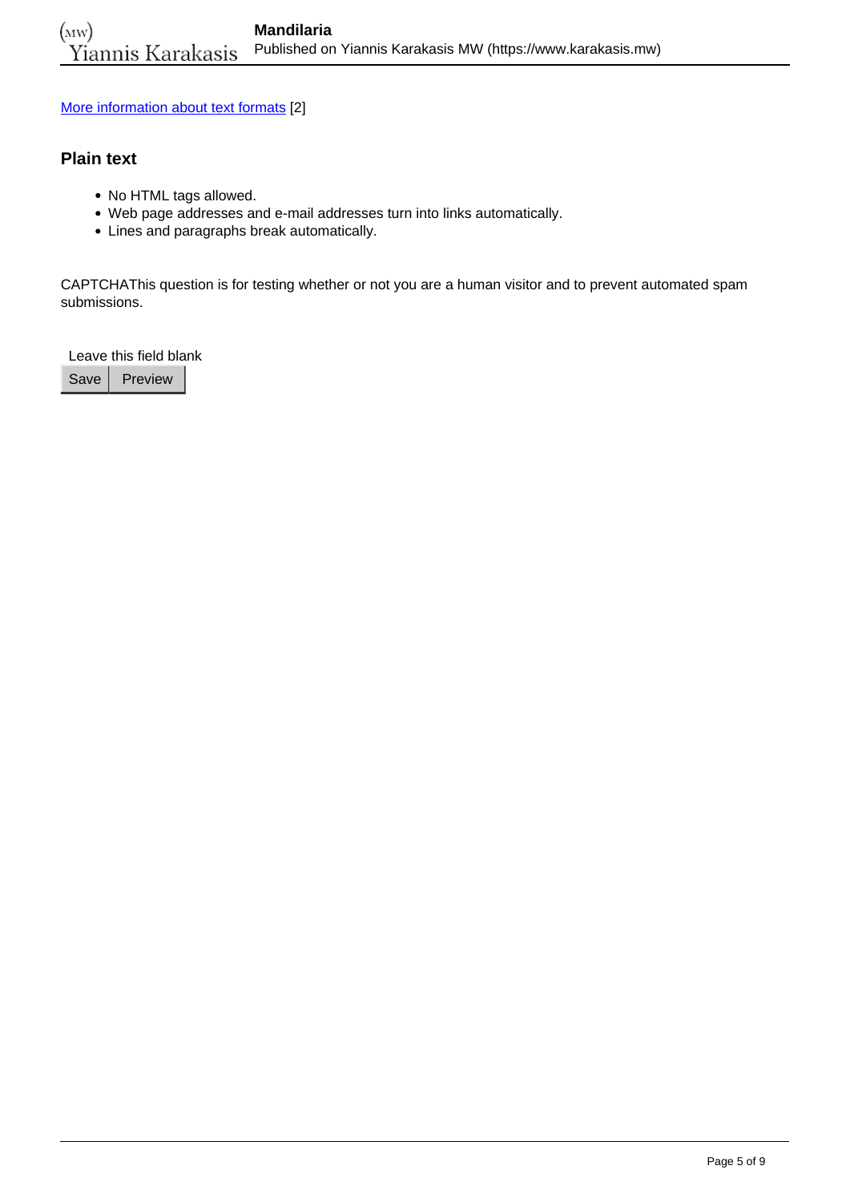More information about text formats [2]

### Plain text

- No HTML tags allowed.
- Web page addresses and e-mail addresses turn into links automatically.
- Lines and paragraphs break automatically.

CAPTCHAThis question is for testing whether or not you are a human visitor and to prevent automated spam submissions.

Leave this field blank

Save Preview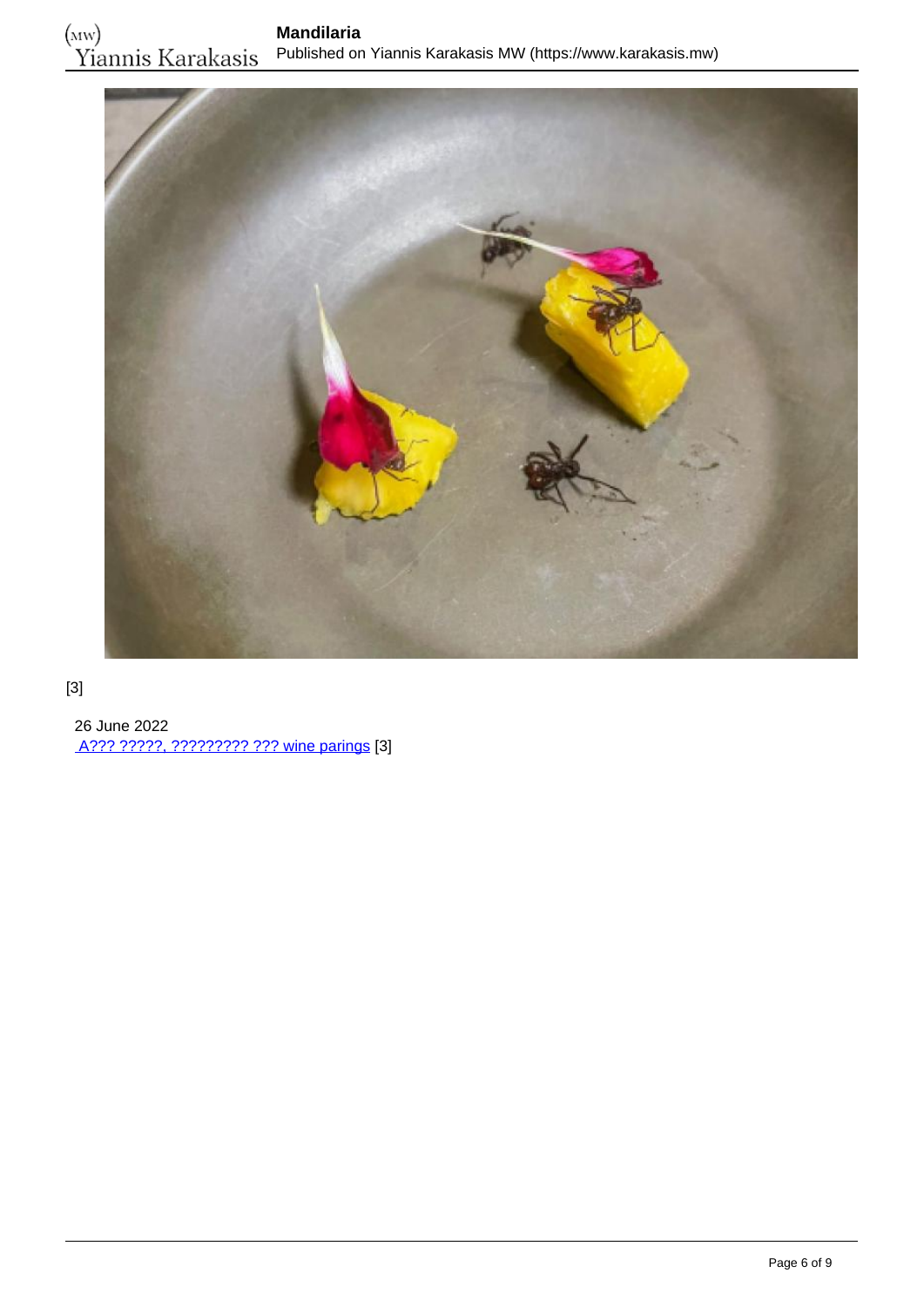[3]

26 June 2022
A??? ?????, ????????? ??? wine parings [3]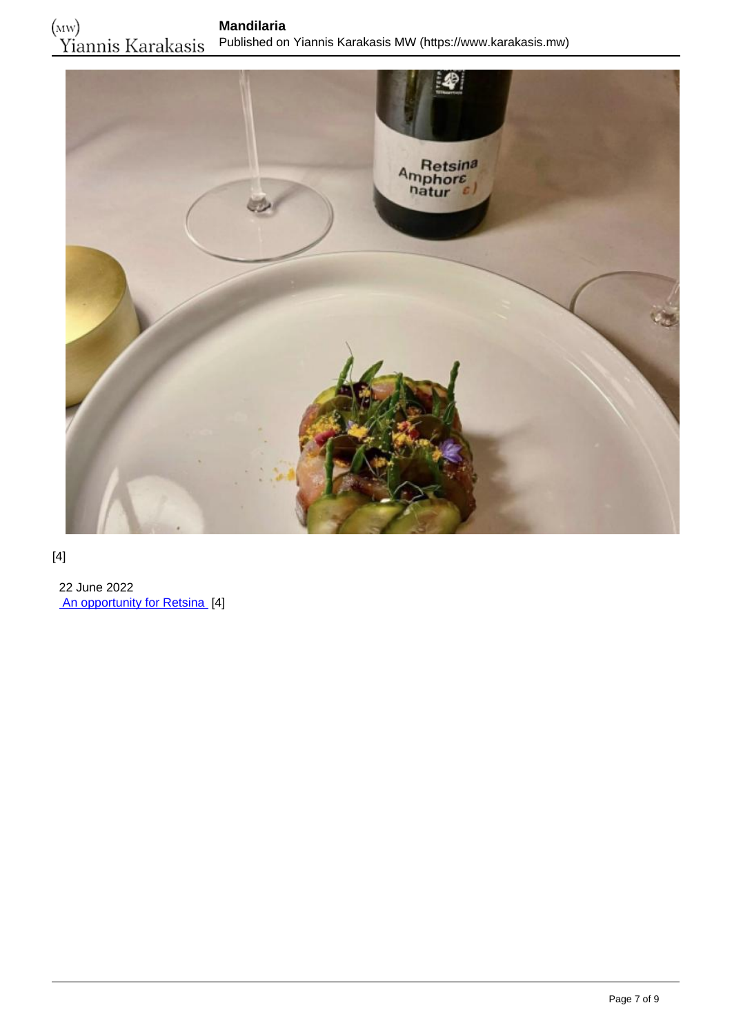[4]

22 June 2022
An opportunity for Retsina [4]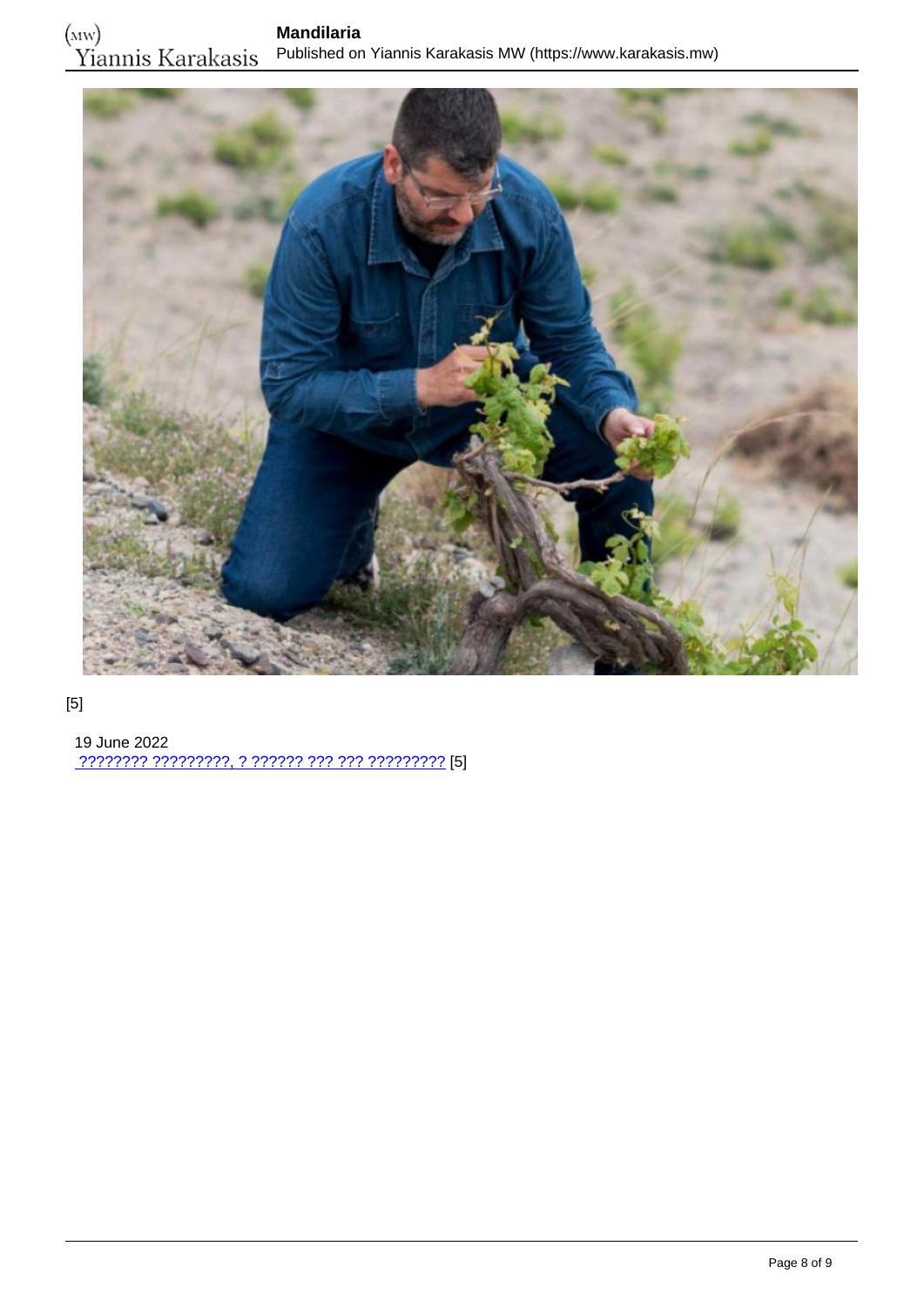[5]

19 June 2022
[???????? ?????????, ? ?????? ??? ??? ?????????](#) [5]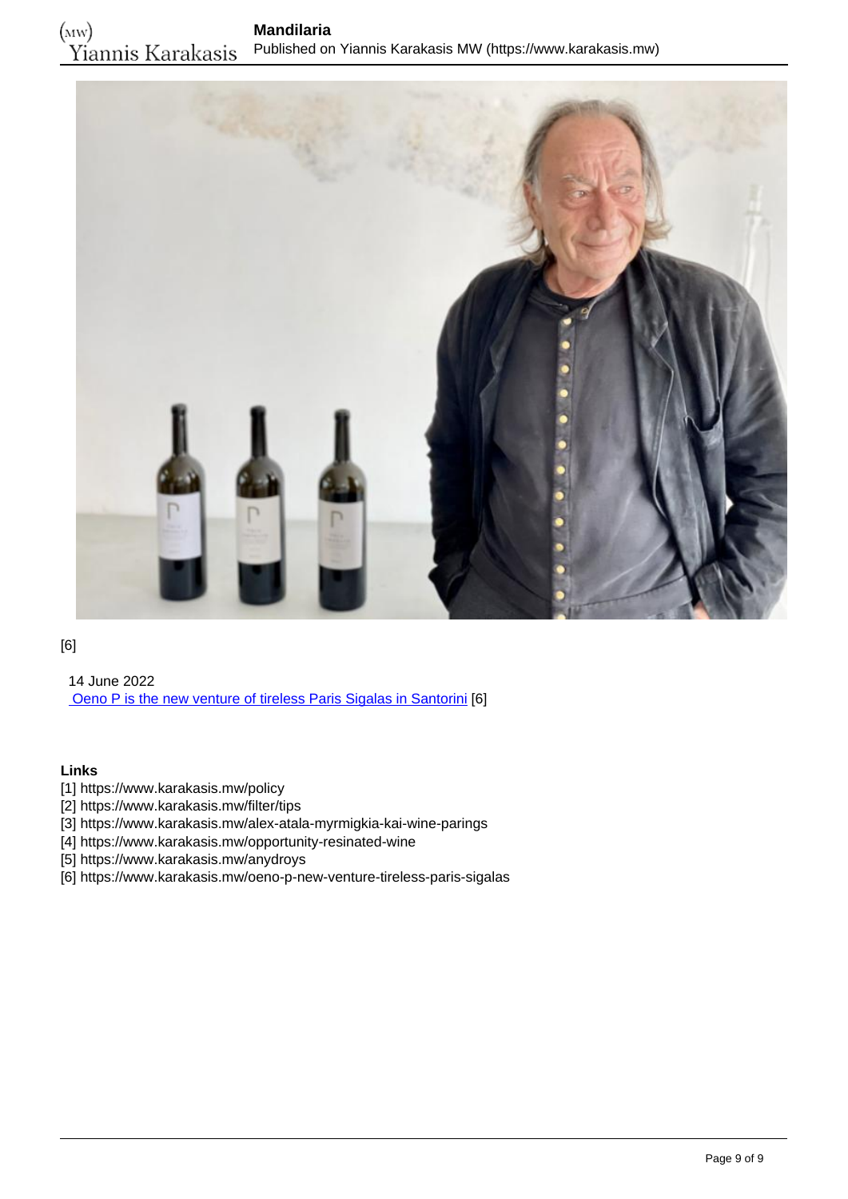[6]

14 June 2022
Oeno P is the new venture of tireless Paris Sigalas in Santorini [6]

**Links**
[1] https://www.karakasis.mw/policy
[2] https://www.karakasis.mw/filter/tips
[3] https://www.karakasis.mw/alex-atala-myrmigkia-kai-wine-parings
[4] https://www.karakasis.mw/opportunity-resinated-wine
[5] https://www.karakasis.mw/anydroys
[6] https://www.karakasis.mw/oeno-p-new-venture-tireless-paris-sigalas